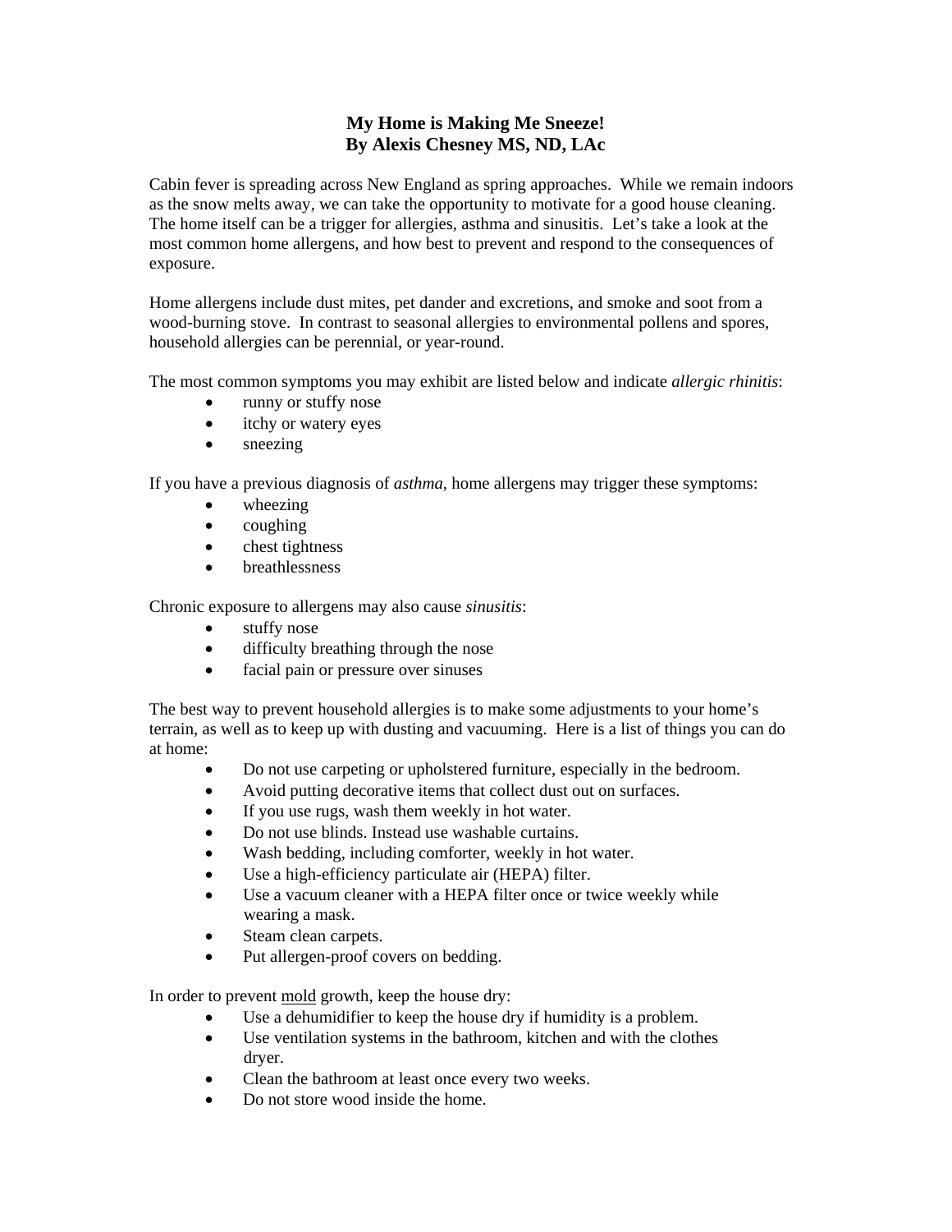# My Home is Making Me Sneeze!
## By Alexis Chesney MS, ND, LAc

Cabin fever is spreading across New England as spring approaches. While we remain indoors as the snow melts away, we can take the opportunity to motivate for a good house cleaning. The home itself can be a trigger for allergies, asthma and sinusitis. Let's take a look at the most common home allergens, and how best to prevent and respond to the consequences of exposure.

Home allergens include dust mites, pet dander and excretions, and smoke and soot from a wood-burning stove. In contrast to seasonal allergies to environmental pollens and spores, household allergies can be perennial, or year-round.

The most common symptoms you may exhibit are listed below and indicate *allergic rhinitis*:

- runny or stuffy nose
- itchy or watery eyes
- sneezing

If you have a previous diagnosis of *asthma*, home allergens may trigger these symptoms:

- wheezing
- coughing
- chest tightness
- breathlessness

Chronic exposure to allergens may also cause *sinusitis*:

- stuffy nose
- difficulty breathing through the nose
- facial pain or pressure over sinuses

The best way to prevent household allergies is to make some adjustments to your home's terrain, as well as to keep up with dusting and vacuuming. Here is a list of things you can do at home:

- Do not use carpeting or upholstered furniture, especially in the bedroom.
- Avoid putting decorative items that collect dust out on surfaces.
- If you use rugs, wash them weekly in hot water.
- Do not use blinds. Instead use washable curtains.
- Wash bedding, including comforter, weekly in hot water.
- Use a high-efficiency particulate air (HEPA) filter.
- Use a vacuum cleaner with a HEPA filter once or twice weekly while wearing a mask.
- Steam clean carpets.
- Put allergen-proof covers on bedding.

In order to prevent <u>mold</u> growth, keep the house dry:

- Use a dehumidifier to keep the house dry if humidity is a problem.
- Use ventilation systems in the bathroom, kitchen and with the clothes dryer.
- Clean the bathroom at least once every two weeks.
- Do not store wood inside the home.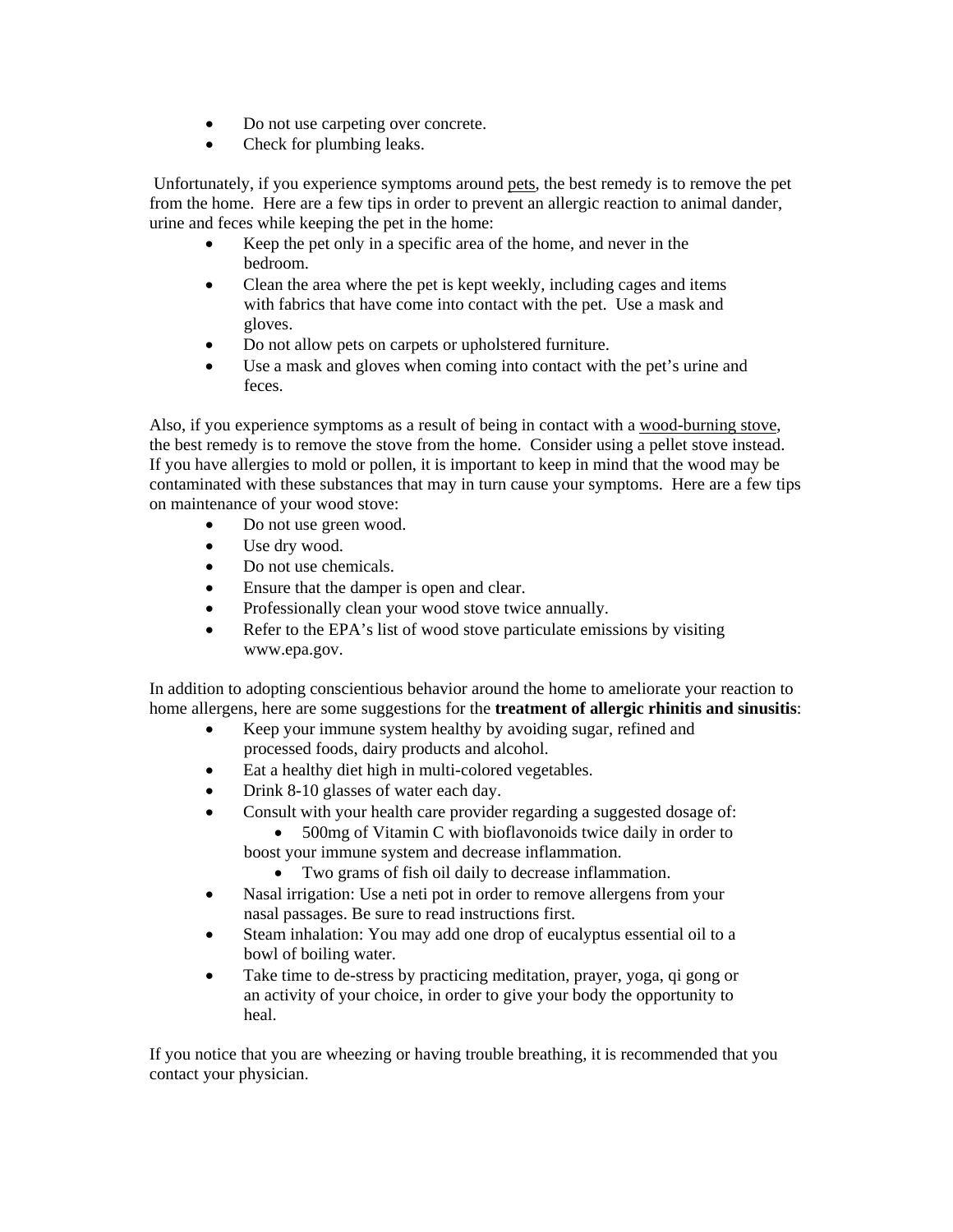- Do not use carpeting over concrete.
- Check for plumbing leaks.

Unfortunately, if you experience symptoms around pets, the best remedy is to remove the pet from the home. Here are a few tips in order to prevent an allergic reaction to animal dander, urine and feces while keeping the pet in the home:

- Keep the pet only in a specific area of the home, and never in the bedroom.
- Clean the area where the pet is kept weekly, including cages and items with fabrics that have come into contact with the pet. Use a mask and gloves.
- Do not allow pets on carpets or upholstered furniture.
- Use a mask and gloves when coming into contact with the pet's urine and feces.

Also, if you experience symptoms as a result of being in contact with a wood-burning stove, the best remedy is to remove the stove from the home. Consider using a pellet stove instead. If you have allergies to mold or pollen, it is important to keep in mind that the wood may be contaminated with these substances that may in turn cause your symptoms. Here are a few tips on maintenance of your wood stove:

- Do not use green wood.
- Use dry wood.
- Do not use chemicals.
- Ensure that the damper is open and clear.
- Professionally clean your wood stove twice annually.
- Refer to the EPA's list of wood stove particulate emissions by visiting www.epa.gov.

In addition to adopting conscientious behavior around the home to ameliorate your reaction to home allergens, here are some suggestions for the **treatment of allergic rhinitis and sinusitis**:

- Keep your immune system healthy by avoiding sugar, refined and processed foods, dairy products and alcohol.
- Eat a healthy diet high in multi-colored vegetables.
- Drink 8-10 glasses of water each day.
- Consult with your health care provider regarding a suggested dosage of:
  - 500mg of Vitamin C with bioflavonoids twice daily in order to boost your immune system and decrease inflammation.
  - Two grams of fish oil daily to decrease inflammation.
- Nasal irrigation: Use a neti pot in order to remove allergens from your nasal passages. Be sure to read instructions first.
- Steam inhalation: You may add one drop of eucalyptus essential oil to a bowl of boiling water.
- Take time to de-stress by practicing meditation, prayer, yoga, qi gong or an activity of your choice, in order to give your body the opportunity to heal.

If you notice that you are wheezing or having trouble breathing, it is recommended that you contact your physician.